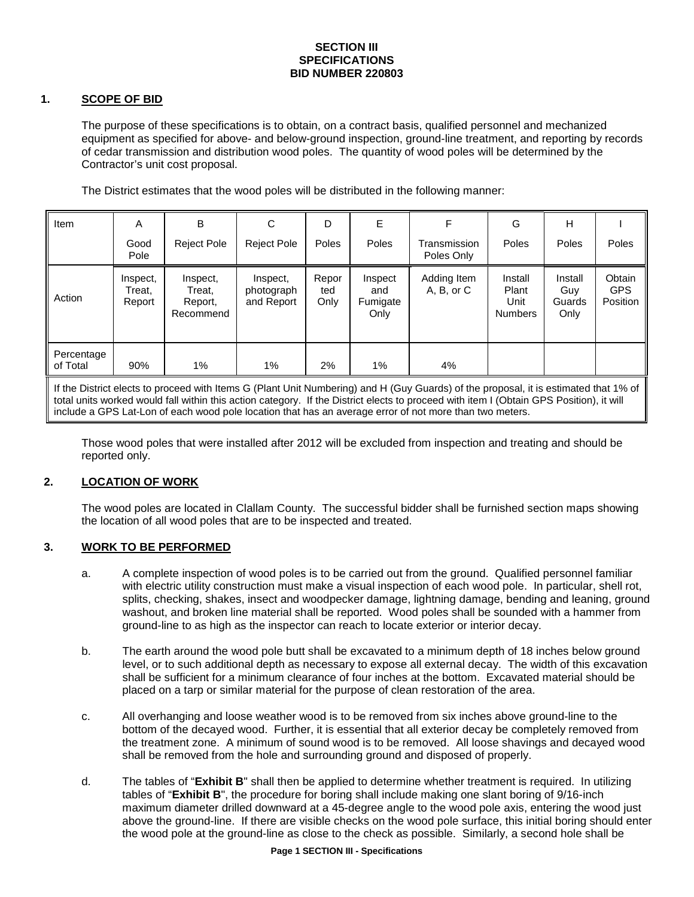**SECTION III**
**SPECIFICATIONS**
**BID NUMBER 220803**

## 1. SCOPE OF BID

The purpose of these specifications is to obtain, on a contract basis, qualified personnel and mechanized equipment as specified for above- and below-ground inspection, ground-line treatment, and reporting by records of cedar transmission and distribution wood poles. The quantity of wood poles will be determined by the Contractor's unit cost proposal.

The District estimates that the wood poles will be distributed in the following manner:

| Item | A | B | C | D | E | F | G | H | I |
|---|---|---|---|---|---|---|---|---|---|
| | Good Pole | Reject Pole | Reject Pole | Poles | Poles | Transmission Poles Only | Poles | Poles | Poles |
| Action | Inspect, Treat, Report | Inspect, Treat, Report, Recommend | Inspect, photograph and Report | Reported Only | Inspect and Fumigate Only | Adding Item A, B, or C | Install Plant Unit Numbers | Install Guy Guards Only | Obtain GPS Position |
| Percentage of Total | 90% | 1% | 1% | 2% | 1% | 4% | | | |

If the District elects to proceed with Items G (Plant Unit Numbering) and H (Guy Guards) of the proposal, it is estimated that 1% of total units worked would fall within this action category. If the District elects to proceed with item I (Obtain GPS Position), it will include a GPS Lat-Lon of each wood pole location that has an average error of not more than two meters.

Those wood poles that were installed after 2012 will be excluded from inspection and treating and should be reported only.

## 2. LOCATION OF WORK

The wood poles are located in Clallam County. The successful bidder shall be furnished section maps showing the location of all wood poles that are to be inspected and treated.

## 3. WORK TO BE PERFORMED

a. A complete inspection of wood poles is to be carried out from the ground. Qualified personnel familiar with electric utility construction must make a visual inspection of each wood pole. In particular, shell rot, splits, checking, shakes, insect and woodpecker damage, lightning damage, bending and leaning, ground washout, and broken line material shall be reported. Wood poles shall be sounded with a hammer from ground-line to as high as the inspector can reach to locate exterior or interior decay.

b. The earth around the wood pole butt shall be excavated to a minimum depth of 18 inches below ground level, or to such additional depth as necessary to expose all external decay. The width of this excavation shall be sufficient for a minimum clearance of four inches at the bottom. Excavated material should be placed on a tarp or similar material for the purpose of clean restoration of the area.

c. All overhanging and loose weather wood is to be removed from six inches above ground-line to the bottom of the decayed wood. Further, it is essential that all exterior decay be completely removed from the treatment zone. A minimum of sound wood is to be removed. All loose shavings and decayed wood shall be removed from the hole and surrounding ground and disposed of properly.

d. The tables of "**Exhibit B**" shall then be applied to determine whether treatment is required. In utilizing tables of "**Exhibit B**", the procedure for boring shall include making one slant boring of 9/16-inch maximum diameter drilled downward at a 45-degree angle to the wood pole axis, entering the wood just above the ground-line. If there are visible checks on the wood pole surface, this initial boring should enter the wood pole at the ground-line as close to the check as possible. Similarly, a second hole shall be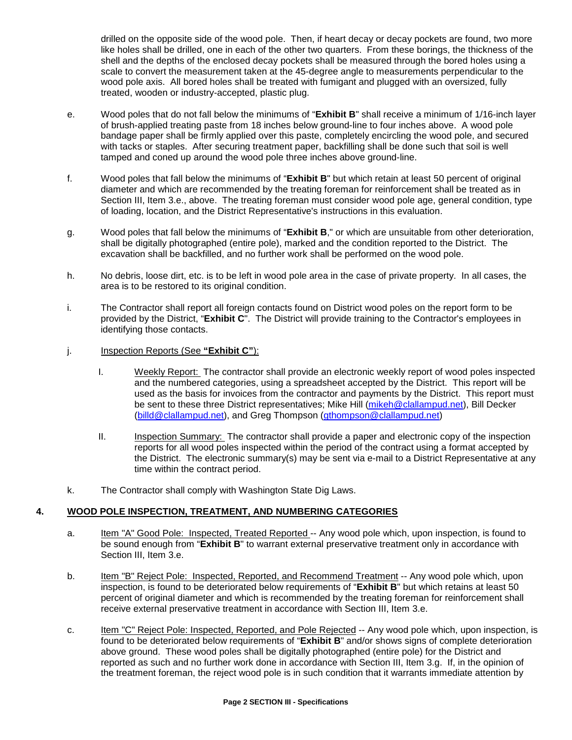drilled on the opposite side of the wood pole. Then, if heart decay or decay pockets are found, two more like holes shall be drilled, one in each of the other two quarters. From these borings, the thickness of the shell and the depths of the enclosed decay pockets shall be measured through the bored holes using a scale to convert the measurement taken at the 45-degree angle to measurements perpendicular to the wood pole axis. All bored holes shall be treated with fumigant and plugged with an oversized, fully treated, wooden or industry-accepted, plastic plug.

e. Wood poles that do not fall below the minimums of "**Exhibit B**" shall receive a minimum of 1/16-inch layer of brush-applied treating paste from 18 inches below ground-line to four inches above. A wood pole bandage paper shall be firmly applied over this paste, completely encircling the wood pole, and secured with tacks or staples. After securing treatment paper, backfilling shall be done such that soil is well tamped and coned up around the wood pole three inches above ground-line.

f. Wood poles that fall below the minimums of "**Exhibit B**" but which retain at least 50 percent of original diameter and which are recommended by the treating foreman for reinforcement shall be treated as in Section III, Item 3.e., above. The treating foreman must consider wood pole age, general condition, type of loading, location, and the District Representative's instructions in this evaluation.

g. Wood poles that fall below the minimums of "**Exhibit B**," or which are unsuitable from other deterioration, shall be digitally photographed (entire pole), marked and the condition reported to the District. The excavation shall be backfilled, and no further work shall be performed on the wood pole.

h. No debris, loose dirt, etc. is to be left in wood pole area in the case of private property. In all cases, the area is to be restored to its original condition.

i. The Contractor shall report all foreign contacts found on District wood poles on the report form to be provided by the District, "**Exhibit C**". The District will provide training to the Contractor's employees in identifying those contacts.

j. Inspection Reports (See **"Exhibit C"**):

   I. Weekly Report: The contractor shall provide an electronic weekly report of wood poles inspected and the numbered categories, using a spreadsheet accepted by the District. This report will be used as the basis for invoices from the contractor and payments by the District. This report must be sent to these three District representatives; Mike Hill (mikeh@clallampud.net), Bill Decker (billd@clallampud.net), and Greg Thompson (gthompson@clallampud.net)

   II. Inspection Summary: The contractor shall provide a paper and electronic copy of the inspection reports for all wood poles inspected within the period of the contract using a format accepted by the District. The electronic summary(s) may be sent via e-mail to a District Representative at any time within the contract period.

k. The Contractor shall comply with Washington State Dig Laws.

## 4. WOOD POLE INSPECTION, TREATMENT, AND NUMBERING CATEGORIES

a. Item "A" Good Pole: Inspected, Treated Reported -- Any wood pole which, upon inspection, is found to be sound enough from "**Exhibit B**" to warrant external preservative treatment only in accordance with Section III, Item 3.e.

b. Item "B" Reject Pole: Inspected, Reported, and Recommend Treatment -- Any wood pole which, upon inspection, is found to be deteriorated below requirements of "**Exhibit B**" but which retains at least 50 percent of original diameter and which is recommended by the treating foreman for reinforcement shall receive external preservative treatment in accordance with Section III, Item 3.e.

c. Item "C" Reject Pole: Inspected, Reported, and Pole Rejected -- Any wood pole which, upon inspection, is found to be deteriorated below requirements of "**Exhibit B**" and/or shows signs of complete deterioration above ground. These wood poles shall be digitally photographed (entire pole) for the District and reported as such and no further work done in accordance with Section III, Item 3.g. If, in the opinion of the treatment foreman, the reject wood pole is in such condition that it warrants immediate attention by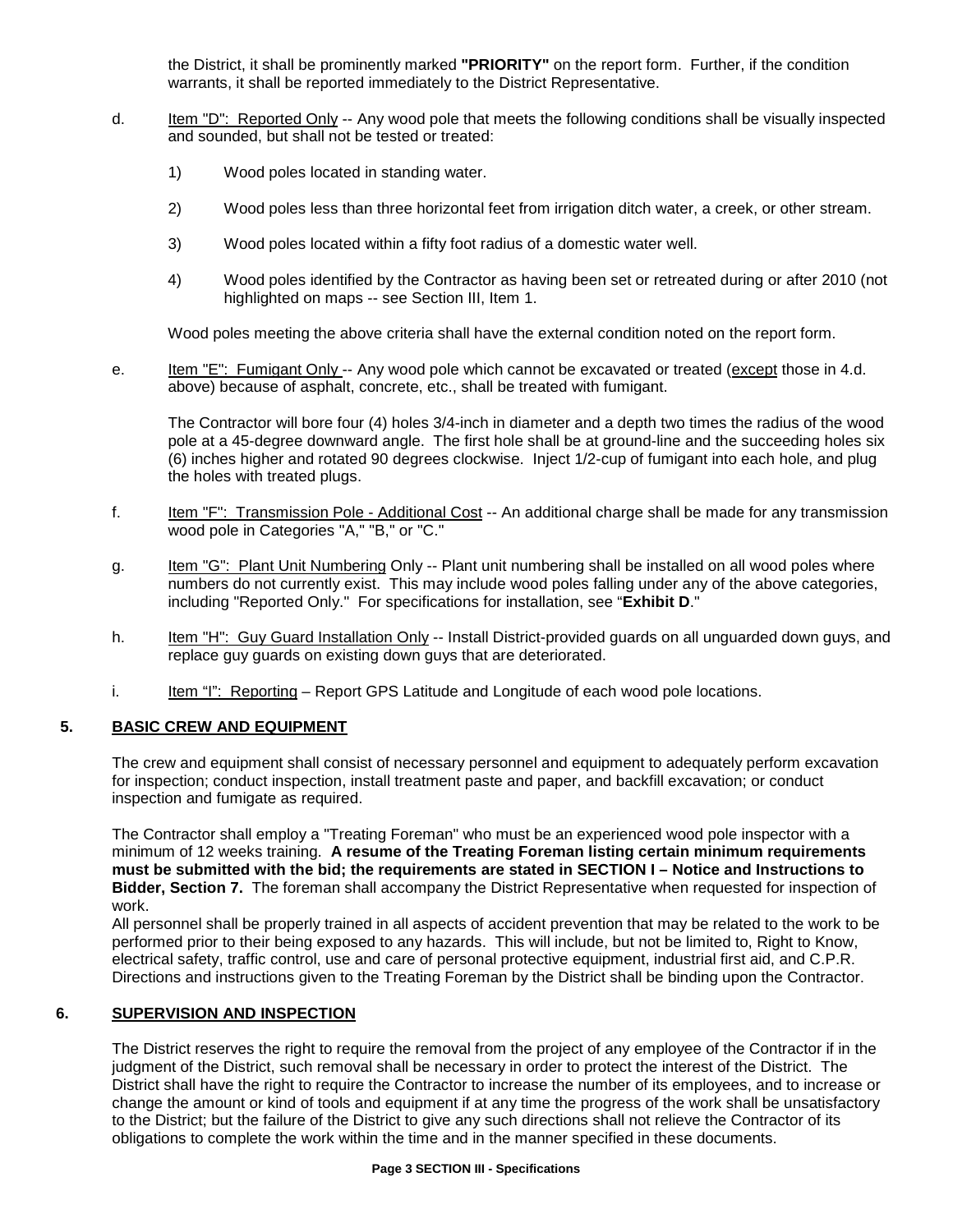the District, it shall be prominently marked **"PRIORITY"** on the report form. Further, if the condition warrants, it shall be reported immediately to the District Representative.

d. Item "D": Reported Only -- Any wood pole that meets the following conditions shall be visually inspected and sounded, but shall not be tested or treated:

1) Wood poles located in standing water.

2) Wood poles less than three horizontal feet from irrigation ditch water, a creek, or other stream.

3) Wood poles located within a fifty foot radius of a domestic water well.

4) Wood poles identified by the Contractor as having been set or retreated during or after 2010 (not highlighted on maps -- see Section III, Item 1.

Wood poles meeting the above criteria shall have the external condition noted on the report form.

e. Item "E": Fumigant Only -- Any wood pole which cannot be excavated or treated (except those in 4.d. above) because of asphalt, concrete, etc., shall be treated with fumigant.

The Contractor will bore four (4) holes 3/4-inch in diameter and a depth two times the radius of the wood pole at a 45-degree downward angle. The first hole shall be at ground-line and the succeeding holes six (6) inches higher and rotated 90 degrees clockwise. Inject 1/2-cup of fumigant into each hole, and plug the holes with treated plugs.

f. Item "F": Transmission Pole - Additional Cost -- An additional charge shall be made for any transmission wood pole in Categories "A," "B," or "C."

g. Item "G": Plant Unit Numbering Only -- Plant unit numbering shall be installed on all wood poles where numbers do not currently exist. This may include wood poles falling under any of the above categories, including "Reported Only." For specifications for installation, see "**Exhibit D**."

h. Item "H": Guy Guard Installation Only -- Install District-provided guards on all unguarded down guys, and replace guy guards on existing down guys that are deteriorated.

i. Item "I": Reporting – Report GPS Latitude and Longitude of each wood pole locations.

## 5. BASIC CREW AND EQUIPMENT

The crew and equipment shall consist of necessary personnel and equipment to adequately perform excavation for inspection; conduct inspection, install treatment paste and paper, and backfill excavation; or conduct inspection and fumigate as required.

The Contractor shall employ a "Treating Foreman" who must be an experienced wood pole inspector with a minimum of 12 weeks training. **A resume of the Treating Foreman listing certain minimum requirements must be submitted with the bid; the requirements are stated in SECTION I – Notice and Instructions to Bidder, Section 7.** The foreman shall accompany the District Representative when requested for inspection of work.

All personnel shall be properly trained in all aspects of accident prevention that may be related to the work to be performed prior to their being exposed to any hazards. This will include, but not be limited to, Right to Know, electrical safety, traffic control, use and care of personal protective equipment, industrial first aid, and C.P.R. Directions and instructions given to the Treating Foreman by the District shall be binding upon the Contractor.

## 6. SUPERVISION AND INSPECTION

The District reserves the right to require the removal from the project of any employee of the Contractor if in the judgment of the District, such removal shall be necessary in order to protect the interest of the District. The District shall have the right to require the Contractor to increase the number of its employees, and to increase or change the amount or kind of tools and equipment if at any time the progress of the work shall be unsatisfactory to the District; but the failure of the District to give any such directions shall not relieve the Contractor of its obligations to complete the work within the time and in the manner specified in these documents.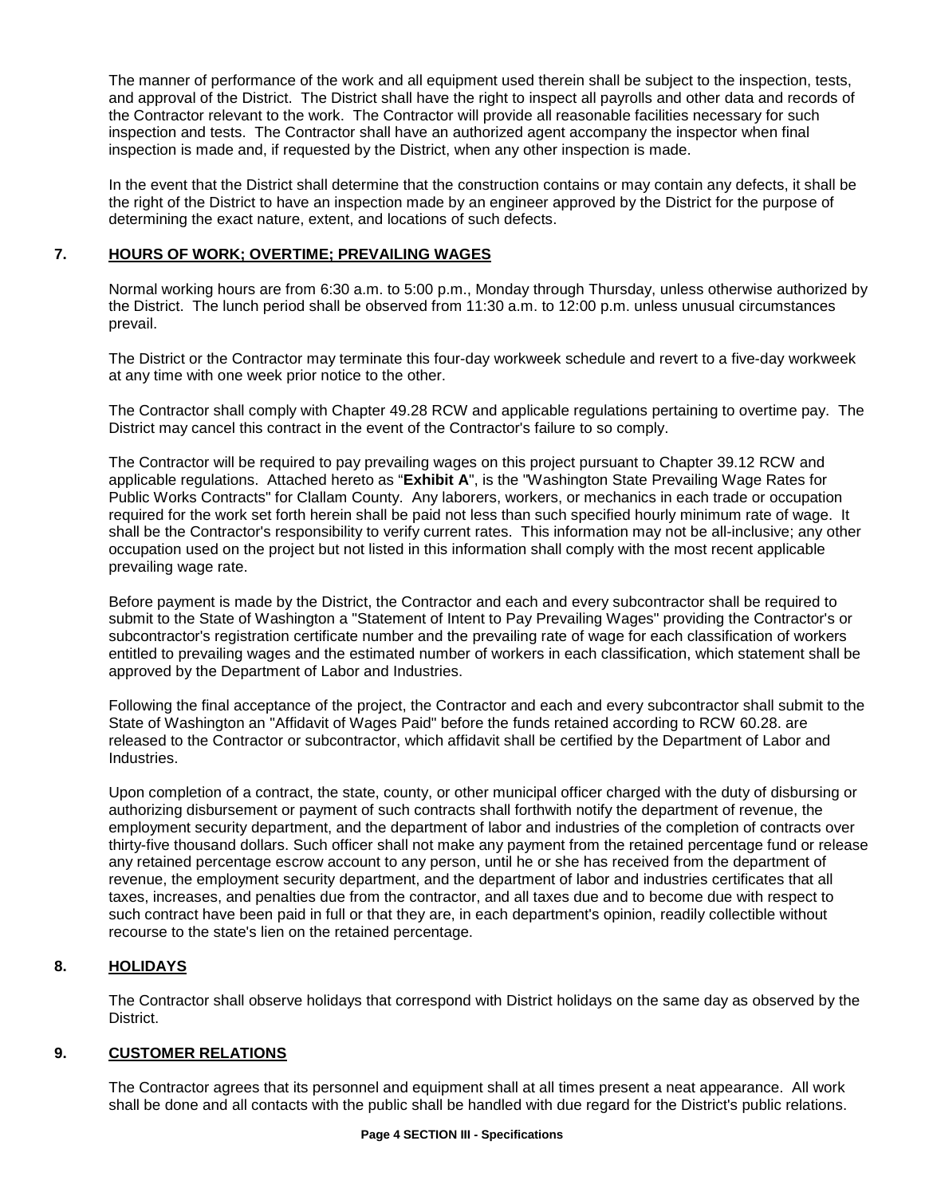The manner of performance of the work and all equipment used therein shall be subject to the inspection, tests, and approval of the District. The District shall have the right to inspect all payrolls and other data and records of the Contractor relevant to the work. The Contractor will provide all reasonable facilities necessary for such inspection and tests. The Contractor shall have an authorized agent accompany the inspector when final inspection is made and, if requested by the District, when any other inspection is made.

In the event that the District shall determine that the construction contains or may contain any defects, it shall be the right of the District to have an inspection made by an engineer approved by the District for the purpose of determining the exact nature, extent, and locations of such defects.

## 7. HOURS OF WORK; OVERTIME; PREVAILING WAGES

Normal working hours are from 6:30 a.m. to 5:00 p.m., Monday through Thursday, unless otherwise authorized by the District. The lunch period shall be observed from 11:30 a.m. to 12:00 p.m. unless unusual circumstances prevail.

The District or the Contractor may terminate this four-day workweek schedule and revert to a five-day workweek at any time with one week prior notice to the other.

The Contractor shall comply with Chapter 49.28 RCW and applicable regulations pertaining to overtime pay. The District may cancel this contract in the event of the Contractor's failure to so comply.

The Contractor will be required to pay prevailing wages on this project pursuant to Chapter 39.12 RCW and applicable regulations. Attached hereto as "**Exhibit A**", is the "Washington State Prevailing Wage Rates for Public Works Contracts" for Clallam County. Any laborers, workers, or mechanics in each trade or occupation required for the work set forth herein shall be paid not less than such specified hourly minimum rate of wage. It shall be the Contractor's responsibility to verify current rates. This information may not be all-inclusive; any other occupation used on the project but not listed in this information shall comply with the most recent applicable prevailing wage rate.

Before payment is made by the District, the Contractor and each and every subcontractor shall be required to submit to the State of Washington a "Statement of Intent to Pay Prevailing Wages" providing the Contractor's or subcontractor's registration certificate number and the prevailing rate of wage for each classification of workers entitled to prevailing wages and the estimated number of workers in each classification, which statement shall be approved by the Department of Labor and Industries.

Following the final acceptance of the project, the Contractor and each and every subcontractor shall submit to the State of Washington an "Affidavit of Wages Paid" before the funds retained according to RCW 60.28. are released to the Contractor or subcontractor, which affidavit shall be certified by the Department of Labor and Industries.

Upon completion of a contract, the state, county, or other municipal officer charged with the duty of disbursing or authorizing disbursement or payment of such contracts shall forthwith notify the department of revenue, the employment security department, and the department of labor and industries of the completion of contracts over thirty-five thousand dollars. Such officer shall not make any payment from the retained percentage fund or release any retained percentage escrow account to any person, until he or she has received from the department of revenue, the employment security department, and the department of labor and industries certificates that all taxes, increases, and penalties due from the contractor, and all taxes due and to become due with respect to such contract have been paid in full or that they are, in each department's opinion, readily collectible without recourse to the state's lien on the retained percentage.

## 8. HOLIDAYS

The Contractor shall observe holidays that correspond with District holidays on the same day as observed by the District.

## 9. CUSTOMER RELATIONS

The Contractor agrees that its personnel and equipment shall at all times present a neat appearance. All work shall be done and all contacts with the public shall be handled with due regard for the District's public relations.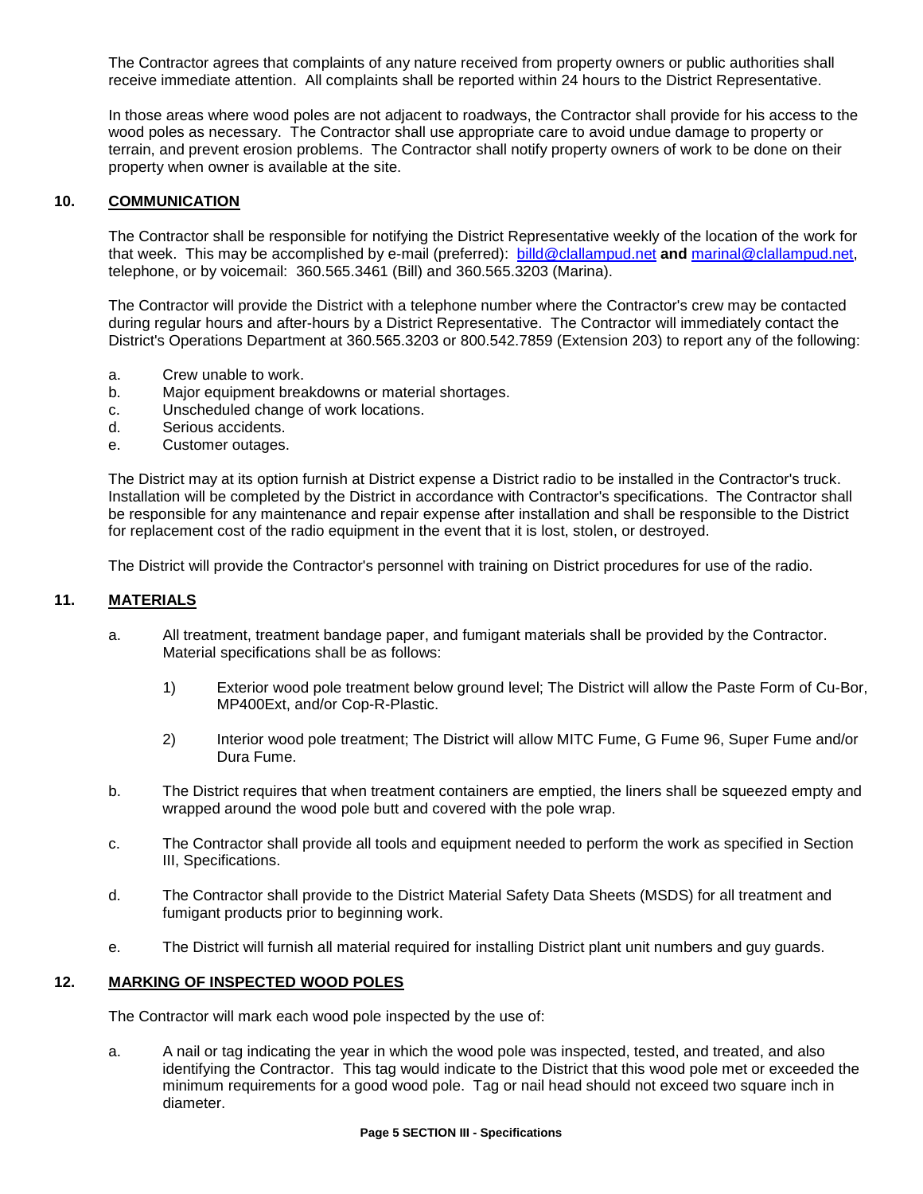The Contractor agrees that complaints of any nature received from property owners or public authorities shall receive immediate attention. All complaints shall be reported within 24 hours to the District Representative.

In those areas where wood poles are not adjacent to roadways, the Contractor shall provide for his access to the wood poles as necessary. The Contractor shall use appropriate care to avoid undue damage to property or terrain, and prevent erosion problems. The Contractor shall notify property owners of work to be done on their property when owner is available at the site.

## 10. COMMUNICATION

The Contractor shall be responsible for notifying the District Representative weekly of the location of the work for that week. This may be accomplished by e-mail (preferred): billd@clallampud.net **and** marinal@clallampud.net, telephone, or by voicemail: 360.565.3461 (Bill) and 360.565.3203 (Marina).

The Contractor will provide the District with a telephone number where the Contractor's crew may be contacted during regular hours and after-hours by a District Representative. The Contractor will immediately contact the District's Operations Department at 360.565.3203 or 800.542.7859 (Extension 203) to report any of the following:

a. Crew unable to work.
b. Major equipment breakdowns or material shortages.
c. Unscheduled change of work locations.
d. Serious accidents.
e. Customer outages.

The District may at its option furnish at District expense a District radio to be installed in the Contractor's truck. Installation will be completed by the District in accordance with Contractor's specifications. The Contractor shall be responsible for any maintenance and repair expense after installation and shall be responsible to the District for replacement cost of the radio equipment in the event that it is lost, stolen, or destroyed.

The District will provide the Contractor's personnel with training on District procedures for use of the radio.

## 11. MATERIALS

a. All treatment, treatment bandage paper, and fumigant materials shall be provided by the Contractor. Material specifications shall be as follows:

   1) Exterior wood pole treatment below ground level; The District will allow the Paste Form of Cu-Bor, MP400Ext, and/or Cop-R-Plastic.

   2) Interior wood pole treatment; The District will allow MITC Fume, G Fume 96, Super Fume and/or Dura Fume.

b. The District requires that when treatment containers are emptied, the liners shall be squeezed empty and wrapped around the wood pole butt and covered with the pole wrap.

c. The Contractor shall provide all tools and equipment needed to perform the work as specified in Section III, Specifications.

d. The Contractor shall provide to the District Material Safety Data Sheets (MSDS) for all treatment and fumigant products prior to beginning work.

e. The District will furnish all material required for installing District plant unit numbers and guy guards.

## 12. MARKING OF INSPECTED WOOD POLES

The Contractor will mark each wood pole inspected by the use of:

a. A nail or tag indicating the year in which the wood pole was inspected, tested, and treated, and also identifying the Contractor. This tag would indicate to the District that this wood pole met or exceeded the minimum requirements for a good wood pole. Tag or nail head should not exceed two square inch in diameter.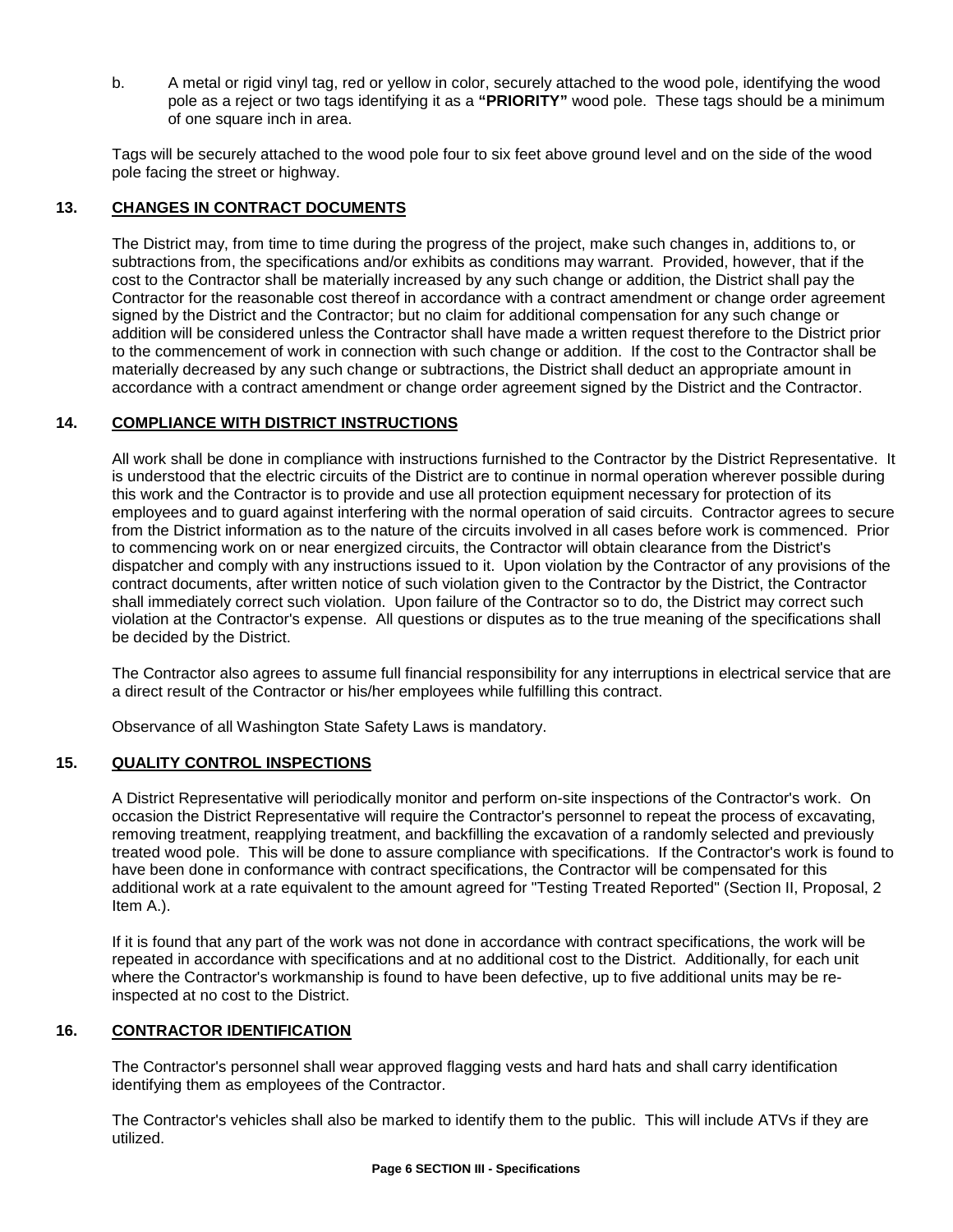b. A metal or rigid vinyl tag, red or yellow in color, securely attached to the wood pole, identifying the wood pole as a reject or two tags identifying it as a **"PRIORITY"** wood pole. These tags should be a minimum of one square inch in area.

Tags will be securely attached to the wood pole four to six feet above ground level and on the side of the wood pole facing the street or highway.

## 13. CHANGES IN CONTRACT DOCUMENTS

The District may, from time to time during the progress of the project, make such changes in, additions to, or subtractions from, the specifications and/or exhibits as conditions may warrant. Provided, however, that if the cost to the Contractor shall be materially increased by any such change or addition, the District shall pay the Contractor for the reasonable cost thereof in accordance with a contract amendment or change order agreement signed by the District and the Contractor; but no claim for additional compensation for any such change or addition will be considered unless the Contractor shall have made a written request therefore to the District prior to the commencement of work in connection with such change or addition. If the cost to the Contractor shall be materially decreased by any such change or subtractions, the District shall deduct an appropriate amount in accordance with a contract amendment or change order agreement signed by the District and the Contractor.

## 14. COMPLIANCE WITH DISTRICT INSTRUCTIONS

All work shall be done in compliance with instructions furnished to the Contractor by the District Representative. It is understood that the electric circuits of the District are to continue in normal operation wherever possible during this work and the Contractor is to provide and use all protection equipment necessary for protection of its employees and to guard against interfering with the normal operation of said circuits. Contractor agrees to secure from the District information as to the nature of the circuits involved in all cases before work is commenced. Prior to commencing work on or near energized circuits, the Contractor will obtain clearance from the District's dispatcher and comply with any instructions issued to it. Upon violation by the Contractor of any provisions of the contract documents, after written notice of such violation given to the Contractor by the District, the Contractor shall immediately correct such violation. Upon failure of the Contractor so to do, the District may correct such violation at the Contractor's expense. All questions or disputes as to the true meaning of the specifications shall be decided by the District.

The Contractor also agrees to assume full financial responsibility for any interruptions in electrical service that are a direct result of the Contractor or his/her employees while fulfilling this contract.

Observance of all Washington State Safety Laws is mandatory.

## 15. QUALITY CONTROL INSPECTIONS

A District Representative will periodically monitor and perform on-site inspections of the Contractor's work. On occasion the District Representative will require the Contractor's personnel to repeat the process of excavating, removing treatment, reapplying treatment, and backfilling the excavation of a randomly selected and previously treated wood pole. This will be done to assure compliance with specifications. If the Contractor's work is found to have been done in conformance with contract specifications, the Contractor will be compensated for this additional work at a rate equivalent to the amount agreed for "Testing Treated Reported" (Section II, Proposal, 2 Item A.).

If it is found that any part of the work was not done in accordance with contract specifications, the work will be repeated in accordance with specifications and at no additional cost to the District. Additionally, for each unit where the Contractor's workmanship is found to have been defective, up to five additional units may be re-inspected at no cost to the District.

## 16. CONTRACTOR IDENTIFICATION

The Contractor's personnel shall wear approved flagging vests and hard hats and shall carry identification identifying them as employees of the Contractor.

The Contractor's vehicles shall also be marked to identify them to the public. This will include ATVs if they are utilized.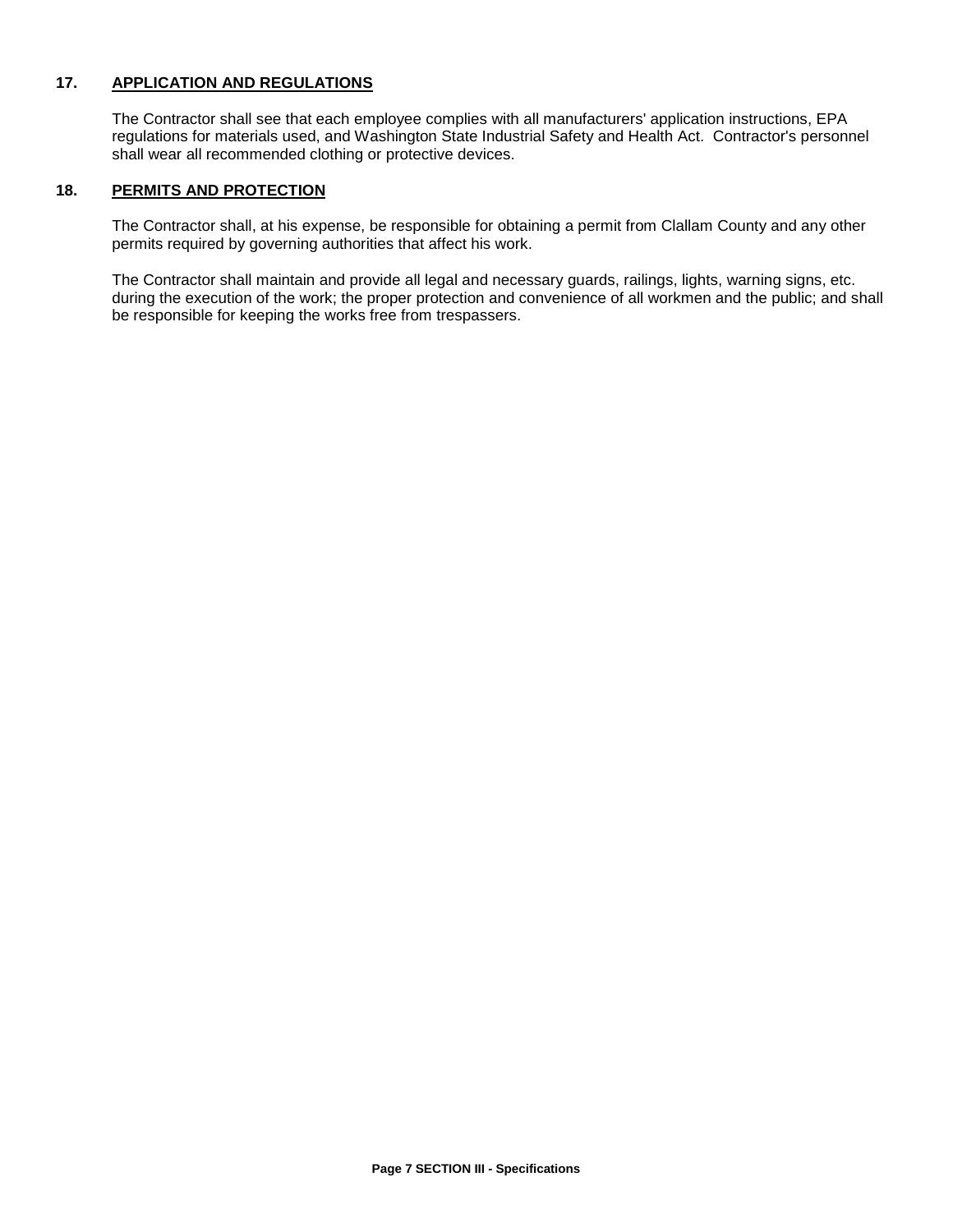## 17. APPLICATION AND REGULATIONS

The Contractor shall see that each employee complies with all manufacturers' application instructions, EPA regulations for materials used, and Washington State Industrial Safety and Health Act. Contractor's personnel shall wear all recommended clothing or protective devices.

## 18. PERMITS AND PROTECTION

The Contractor shall, at his expense, be responsible for obtaining a permit from Clallam County and any other permits required by governing authorities that affect his work.

The Contractor shall maintain and provide all legal and necessary guards, railings, lights, warning signs, etc. during the execution of the work; the proper protection and convenience of all workmen and the public; and shall be responsible for keeping the works free from trespassers.